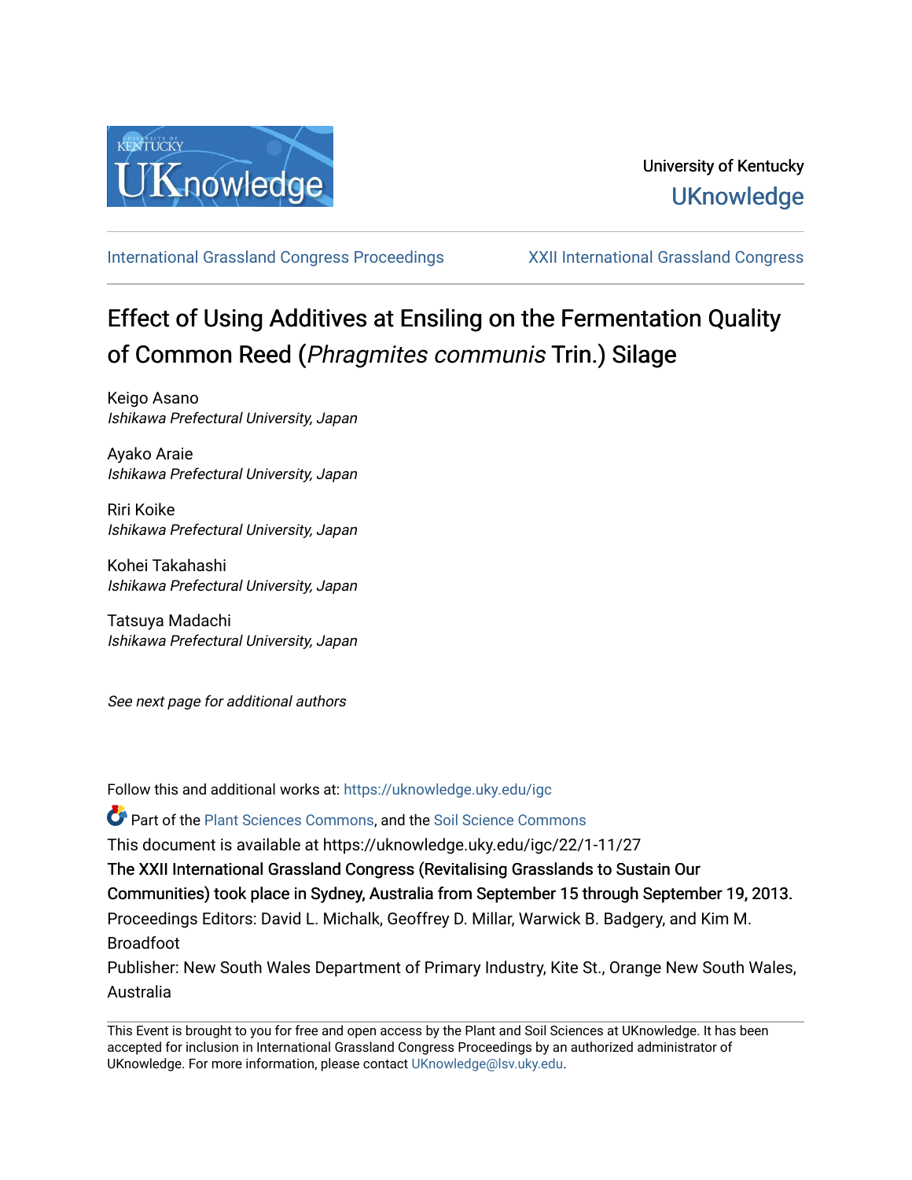University of Kentucky

UKnowledge

International Grassland Congress Proceedings

XXII International Grassland Congress

# Effect of Using Additives at Ensiling on the Fermentation Quality of Common Reed (*Phragmites communis* Trin.) Silage

Keigo Asano
*Ishikawa Prefectural University, Japan*

Ayako Araie
*Ishikawa Prefectural University, Japan*

Riri Koike
*Ishikawa Prefectural University, Japan*

Kohei Takahashi
*Ishikawa Prefectural University, Japan*

Tatsuya Madachi
*Ishikawa Prefectural University, Japan*

*See next page for additional authors*

Follow this and additional works at: https://uknowledge.uky.edu/igc

Part of the Plant Sciences Commons, and the Soil Science Commons

This document is available at https://uknowledge.uky.edu/igc/22/1-11/27

The XXII International Grassland Congress (Revitalising Grasslands to Sustain Our Communities) took place in Sydney, Australia from September 15 through September 19, 2013.

Proceedings Editors: David L. Michalk, Geoffrey D. Millar, Warwick B. Badgery, and Kim M. Broadfoot

Publisher: New South Wales Department of Primary Industry, Kite St., Orange New South Wales, Australia

This Event is brought to you for free and open access by the Plant and Soil Sciences at UKnowledge. It has been accepted for inclusion in International Grassland Congress Proceedings by an authorized administrator of UKnowledge. For more information, please contact UKnowledge@lsv.uky.edu.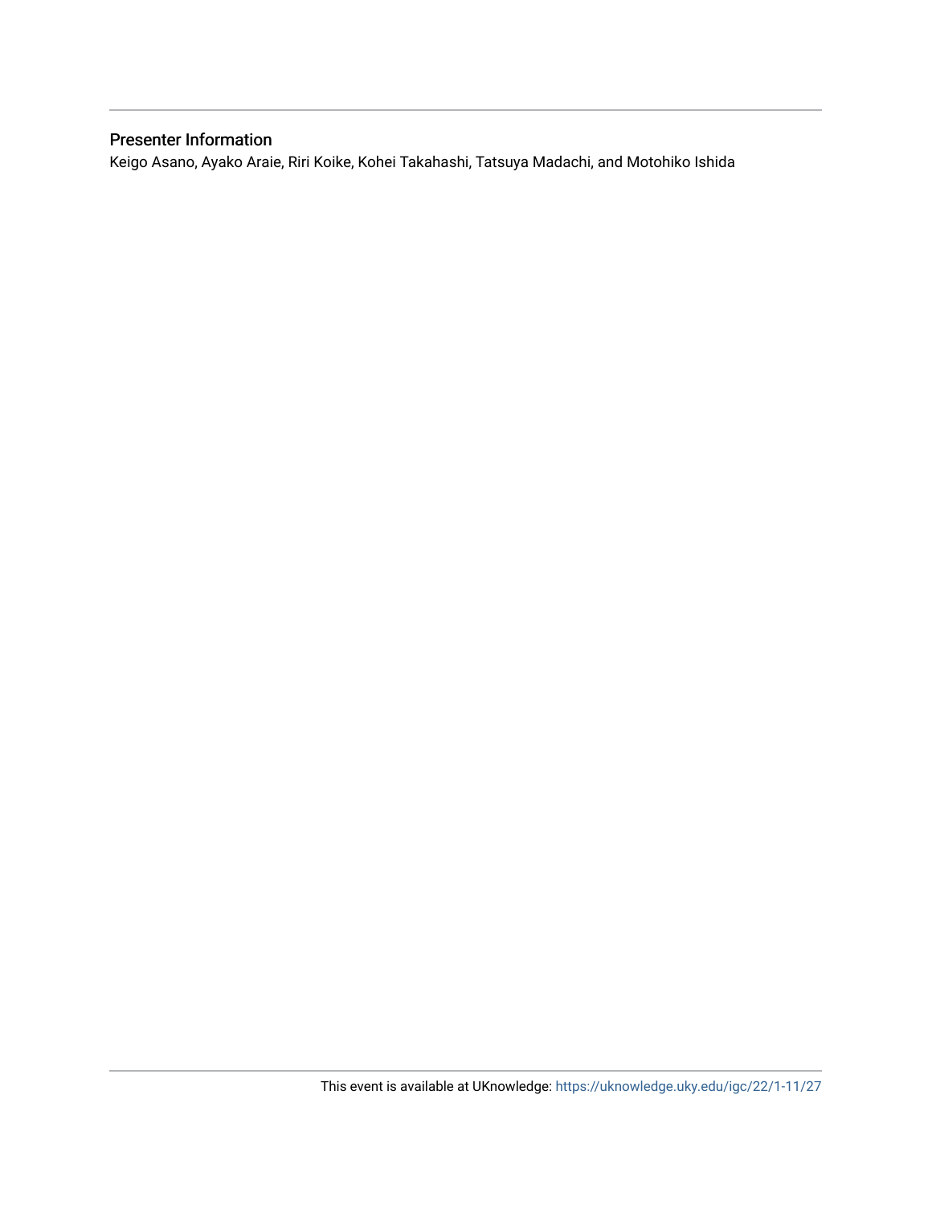## Presenter Information

Keigo Asano, Ayako Araie, Riri Koike, Kohei Takahashi, Tatsuya Madachi, and Motohiko Ishida

This event is available at UKnowledge: https://uknowledge.uky.edu/igc/22/1-11/27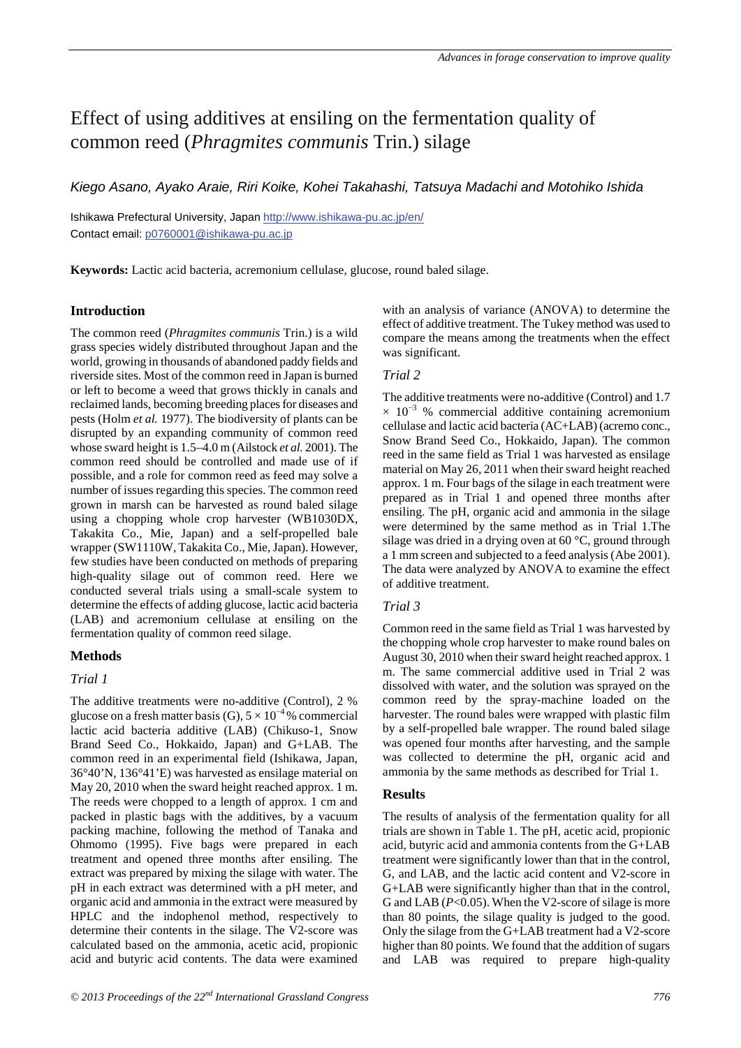# Effect of using additives at ensiling on the fermentation quality of common reed (*Phragmites communis* Trin.) silage

*Kiego Asano, Ayako Araie, Riri Koike, Kohei Takahashi, Tatsuya Madachi and Motohiko Ishida*

Ishikawa Prefectural University, Japan http://www.ishikawa-pu.ac.jp/en/
Contact email: p0760001@ishikawa-pu.ac.jp

**Keywords:** Lactic acid bacteria, acremonium cellulase, glucose, round baled silage.

## Introduction

The common reed (*Phragmites communis* Trin.) is a wild grass species widely distributed throughout Japan and the world, growing in thousands of abandoned paddy fields and riverside sites. Most of the common reed in Japan is burned or left to become a weed that grows thickly in canals and reclaimed lands, becoming breeding places for diseases and pests (Holm *et al.* 1977). The biodiversity of plants can be disrupted by an expanding community of common reed whose sward height is 1.5–4.0 m (Ailstock *et al.* 2001). The common reed should be controlled and made use of if possible, and a role for common reed as feed may solve a number of issues regarding this species. The common reed grown in marsh can be harvested as round baled silage using a chopping whole crop harvester (WB1030DX, Takakita Co., Mie, Japan) and a self-propelled bale wrapper (SW1110W, Takakita Co., Mie, Japan). However, few studies have been conducted on methods of preparing high-quality silage out of common reed. Here we conducted several trials using a small-scale system to determine the effects of adding glucose, lactic acid bacteria (LAB) and acremonium cellulase at ensiling on the fermentation quality of common reed silage.

## Methods

### *Trial 1*

The additive treatments were no-additive (Control), 2 % glucose on a fresh matter basis (G), $5 \times 10^{-4}$ % commercial lactic acid bacteria additive (LAB) (Chikuso-1, Snow Brand Seed Co., Hokkaido, Japan) and G+LAB. The common reed in an experimental field (Ishikawa, Japan, 36°40'N, 136°41'E) was harvested as ensilage material on May 20, 2010 when the sward height reached approx. 1 m. The reeds were chopped to a length of approx. 1 cm and packed in plastic bags with the additives, by a vacuum packing machine, following the method of Tanaka and Ohmomo (1995). Five bags were prepared in each treatment and opened three months after ensiling. The extract was prepared by mixing the silage with water. The pH in each extract was determined with a pH meter, and organic acid and ammonia in the extract were measured by HPLC and the indophenol method, respectively to determine their contents in the silage. The V2-score was calculated based on the ammonia, acetic acid, propionic acid and butyric acid contents. The data were examined with an analysis of variance (ANOVA) to determine the effect of additive treatment. The Tukey method was used to compare the means among the treatments when the effect was significant.

### *Trial 2*

The additive treatments were no-additive (Control) and $1.7 \times 10^{-3}$ % commercial additive containing acremonium cellulase and lactic acid bacteria (AC+LAB) (acremo conc., Snow Brand Seed Co., Hokkaido, Japan). The common reed in the same field as Trial 1 was harvested as ensilage material on May 26, 2011 when their sward height reached approx. 1 m. Four bags of the silage in each treatment were prepared as in Trial 1 and opened three months after ensiling. The pH, organic acid and ammonia in the silage were determined by the same method as in Trial 1.The silage was dried in a drying oven at 60 °C, ground through a 1 mm screen and subjected to a feed analysis (Abe 2001). The data were analyzed by ANOVA to examine the effect of additive treatment.

### *Trial 3*

Common reed in the same field as Trial 1 was harvested by the chopping whole crop harvester to make round bales on August 30, 2010 when their sward height reached approx. 1 m. The same commercial additive used in Trial 2 was dissolved with water, and the solution was sprayed on the common reed by the spray-machine loaded on the harvester. The round bales were wrapped with plastic film by a self-propelled bale wrapper. The round baled silage was opened four months after harvesting, and the sample was collected to determine the pH, organic acid and ammonia by the same methods as described for Trial 1.

## Results

The results of analysis of the fermentation quality for all trials are shown in Table 1. The pH, acetic acid, propionic acid, butyric acid and ammonia contents from the G+LAB treatment were significantly lower than that in the control, G, and LAB, and the lactic acid content and V2-score in G+LAB were significantly higher than that in the control, G and LAB ($P<0.05$). When the V2-score of silage is more than 80 points, the silage quality is judged to the good. Only the silage from the G+LAB treatment had a V2-score higher than 80 points. We found that the addition of sugars and LAB was required to prepare high-quality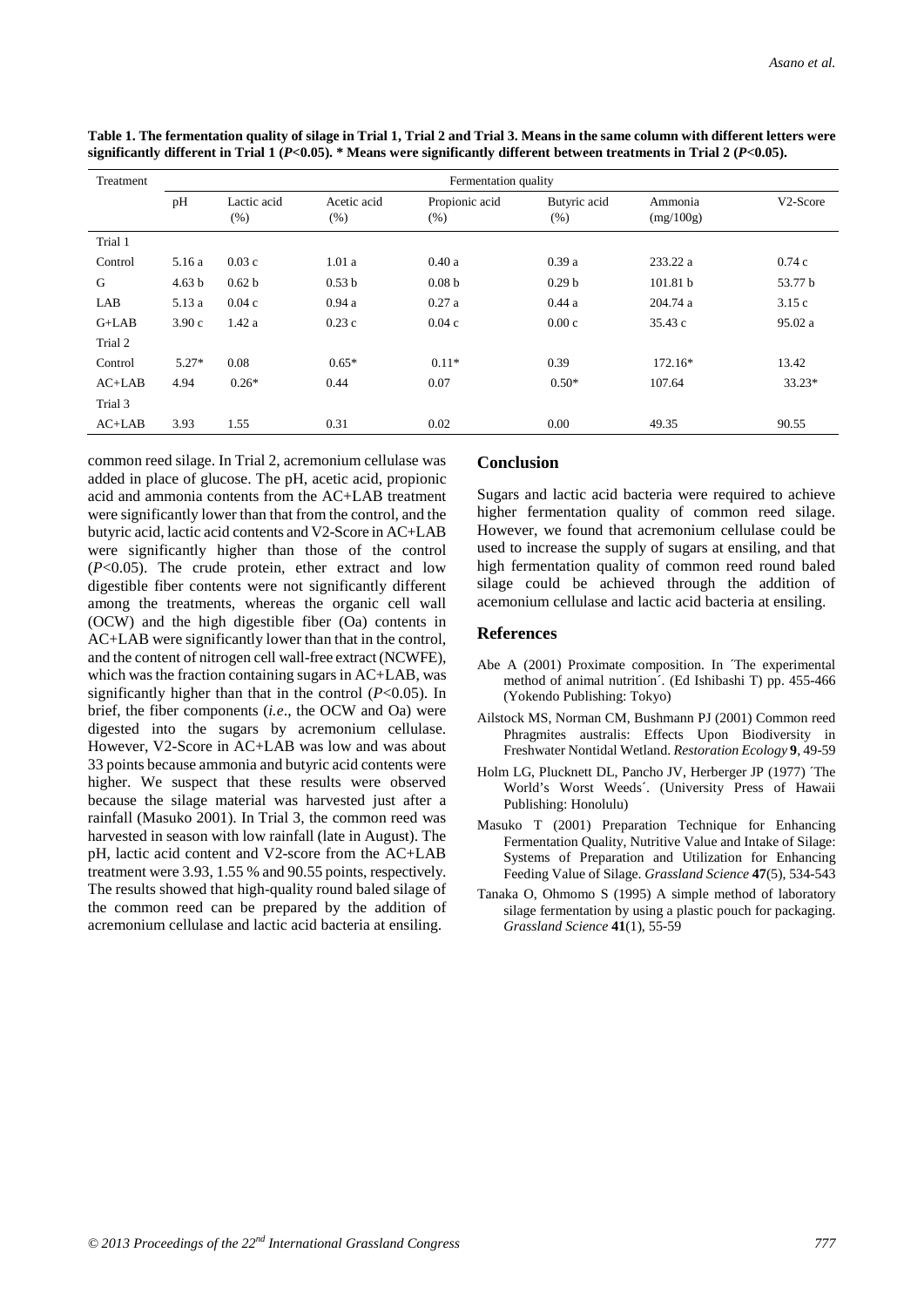**Table 1. The fermentation quality of silage in Trial 1, Trial 2 and Trial 3. Means in the same column with different letters were significantly different in Trial 1 ($P$<0.05). * Means were significantly different between treatments in Trial 2 ($P$<0.05).**

| Treatment | Fermentation quality | | | | | | |
|---|---|---|---|---|---|---|---|
| | pH | Lactic acid (%) | Acetic acid (%) | Propionic acid (%) | Butyric acid (%) | Ammonia (mg/100g) | V2-Score |
| Trial 1 | | | | | | | |
| Control | 5.16 a | 0.03 c | 1.01 a | 0.40 a | 0.39 a | 233.22 a | 0.74 c |
| G | 4.63 b | 0.62 b | 0.53 b | 0.08 b | 0.29 b | 101.81 b | 53.77 b |
| LAB | 5.13 a | 0.04 c | 0.94 a | 0.27 a | 0.44 a | 204.74 a | 3.15 c |
| G+LAB | 3.90 c | 1.42 a | 0.23 c | 0.04 c | 0.00 c | 35.43 c | 95.02 a |
| Trial 2 | | | | | | | |
| Control | 5.27* | 0.08 | 0.65* | 0.11* | 0.39 | 172.16* | 13.42 |
| AC+LAB | 4.94 | 0.26* | 0.44 | 0.07 | 0.50* | 107.64 | 33.23* |
| Trial 3 | | | | | | | |
| AC+LAB | 3.93 | 1.55 | 0.31 | 0.02 | 0.00 | 49.35 | 90.55 |

common reed silage. In Trial 2, acremonium cellulase was added in place of glucose. The pH, acetic acid, propionic acid and ammonia contents from the AC+LAB treatment were significantly lower than that from the control, and the butyric acid, lactic acid contents and V2-Score in AC+LAB were significantly higher than those of the control ($P$<0.05). The crude protein, ether extract and low digestible fiber contents were not significantly different among the treatments, whereas the organic cell wall (OCW) and the high digestible fiber (Oa) contents in AC+LAB were significantly lower than that in the control, and the content of nitrogen cell wall-free extract (NCWFE), which was the fraction containing sugars in AC+LAB, was significantly higher than that in the control ($P$<0.05). In brief, the fiber components (*i.e*., the OCW and Oa) were digested into the sugars by acremonium cellulase. However, V2-Score in AC+LAB was low and was about 33 points because ammonia and butyric acid contents were higher. We suspect that these results were observed because the silage material was harvested just after a rainfall (Masuko 2001). In Trial 3, the common reed was harvested in season with low rainfall (late in August). The pH, lactic acid content and V2-score from the AC+LAB treatment were 3.93, 1.55 % and 90.55 points, respectively. The results showed that high-quality round baled silage of the common reed can be prepared by the addition of acremonium cellulase and lactic acid bacteria at ensiling.

## Conclusion

Sugars and lactic acid bacteria were required to achieve higher fermentation quality of common reed silage. However, we found that acremonium cellulase could be used to increase the supply of sugars at ensiling, and that high fermentation quality of common reed round baled silage could be achieved through the addition of acemonium cellulase and lactic acid bacteria at ensiling.

## References

- Abe A (2001) Proximate composition. In ´The experimental method of animal nutrition´. (Ed Ishibashi T) pp. 455-466 (Yokendo Publishing: Tokyo)
- Ailstock MS, Norman CM, Bushmann PJ (2001) Common reed Phragmites australis: Effects Upon Biodiversity in Freshwater Nontidal Wetland. *Restoration Ecology* **9**, 49-59
- Holm LG, Plucknett DL, Pancho JV, Herberger JP (1977) ´The World's Worst Weeds´. (University Press of Hawaii Publishing: Honolulu)
- Masuko T (2001) Preparation Technique for Enhancing Fermentation Quality, Nutritive Value and Intake of Silage: Systems of Preparation and Utilization for Enhancing Feeding Value of Silage. *Grassland Science* **47**(5), 534-543
- Tanaka O, Ohmomo S (1995) A simple method of laboratory silage fermentation by using a plastic pouch for packaging. *Grassland Science* **41**(1), 55-59